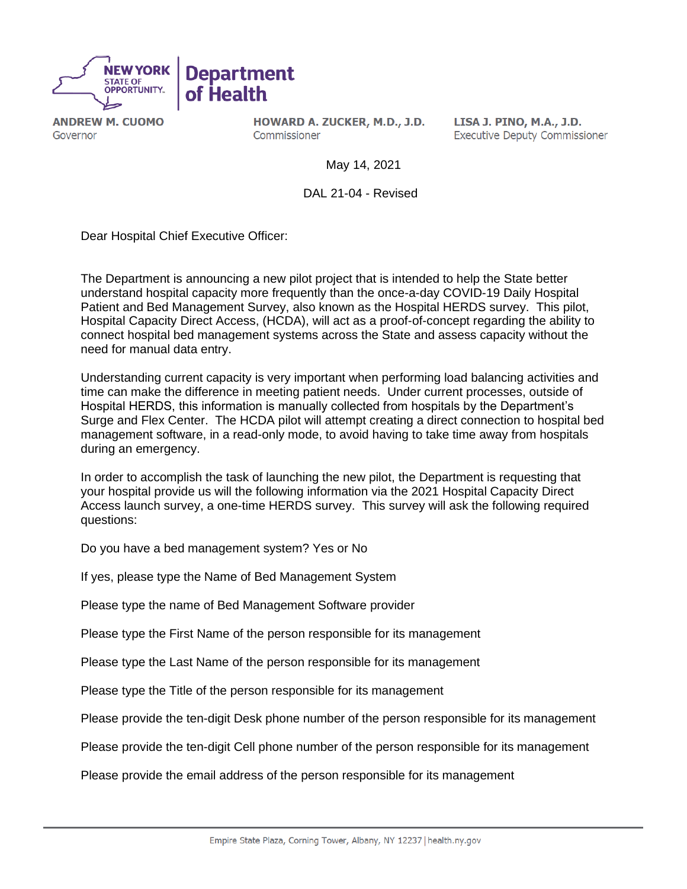**NEW YORK STATE OF OPPORTUNITY.** | **Department of Health**

**ANDREW M. CUOMO**
Governor

**HOWARD A. ZUCKER, M.D., J.D.**
Commissioner

**LISA J. PINO, M.A., J.D.**
Executive Deputy Commissioner

May 14, 2021

DAL 21-04 - Revised

Dear Hospital Chief Executive Officer:

The Department is announcing a new pilot project that is intended to help the State better understand hospital capacity more frequently than the once-a-day COVID-19 Daily Hospital Patient and Bed Management Survey, also known as the Hospital HERDS survey. This pilot, Hospital Capacity Direct Access, (HCDA), will act as a proof-of-concept regarding the ability to connect hospital bed management systems across the State and assess capacity without the need for manual data entry.

Understanding current capacity is very important when performing load balancing activities and time can make the difference in meeting patient needs. Under current processes, outside of Hospital HERDS, this information is manually collected from hospitals by the Department's Surge and Flex Center. The HCDA pilot will attempt creating a direct connection to hospital bed management software, in a read-only mode, to avoid having to take time away from hospitals during an emergency.

In order to accomplish the task of launching the new pilot, the Department is requesting that your hospital provide us will the following information via the 2021 Hospital Capacity Direct Access launch survey, a one-time HERDS survey. This survey will ask the following required questions:

Do you have a bed management system? Yes or No

If yes, please type the Name of Bed Management System

Please type the name of Bed Management Software provider

Please type the First Name of the person responsible for its management

Please type the Last Name of the person responsible for its management

Please type the Title of the person responsible for its management

Please provide the ten-digit Desk phone number of the person responsible for its management

Please provide the ten-digit Cell phone number of the person responsible for its management

Please provide the email address of the person responsible for its management

Empire State Plaza, Corning Tower, Albany, NY 12237 | health.ny.gov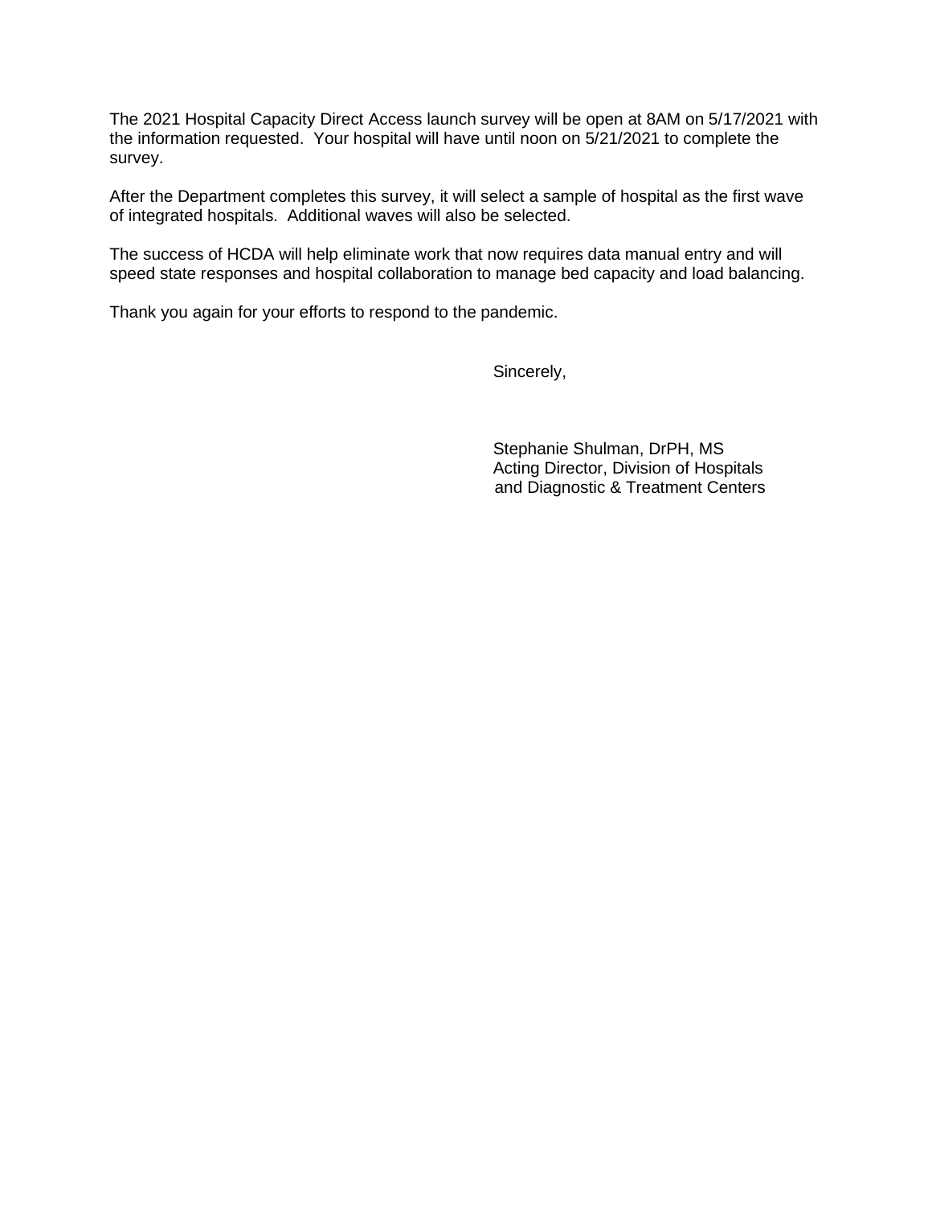The 2021 Hospital Capacity Direct Access launch survey will be open at 8AM on 5/17/2021 with the information requested. Your hospital will have until noon on 5/21/2021 to complete the survey.

After the Department completes this survey, it will select a sample of hospital as the first wave of integrated hospitals. Additional waves will also be selected.

The success of HCDA will help eliminate work that now requires data manual entry and will speed state responses and hospital collaboration to manage bed capacity and load balancing.

Thank you again for your efforts to respond to the pandemic.

Sincerely,

Stephanie Shulman, DrPH, MS
Acting Director, Division of Hospitals
and Diagnostic & Treatment Centers